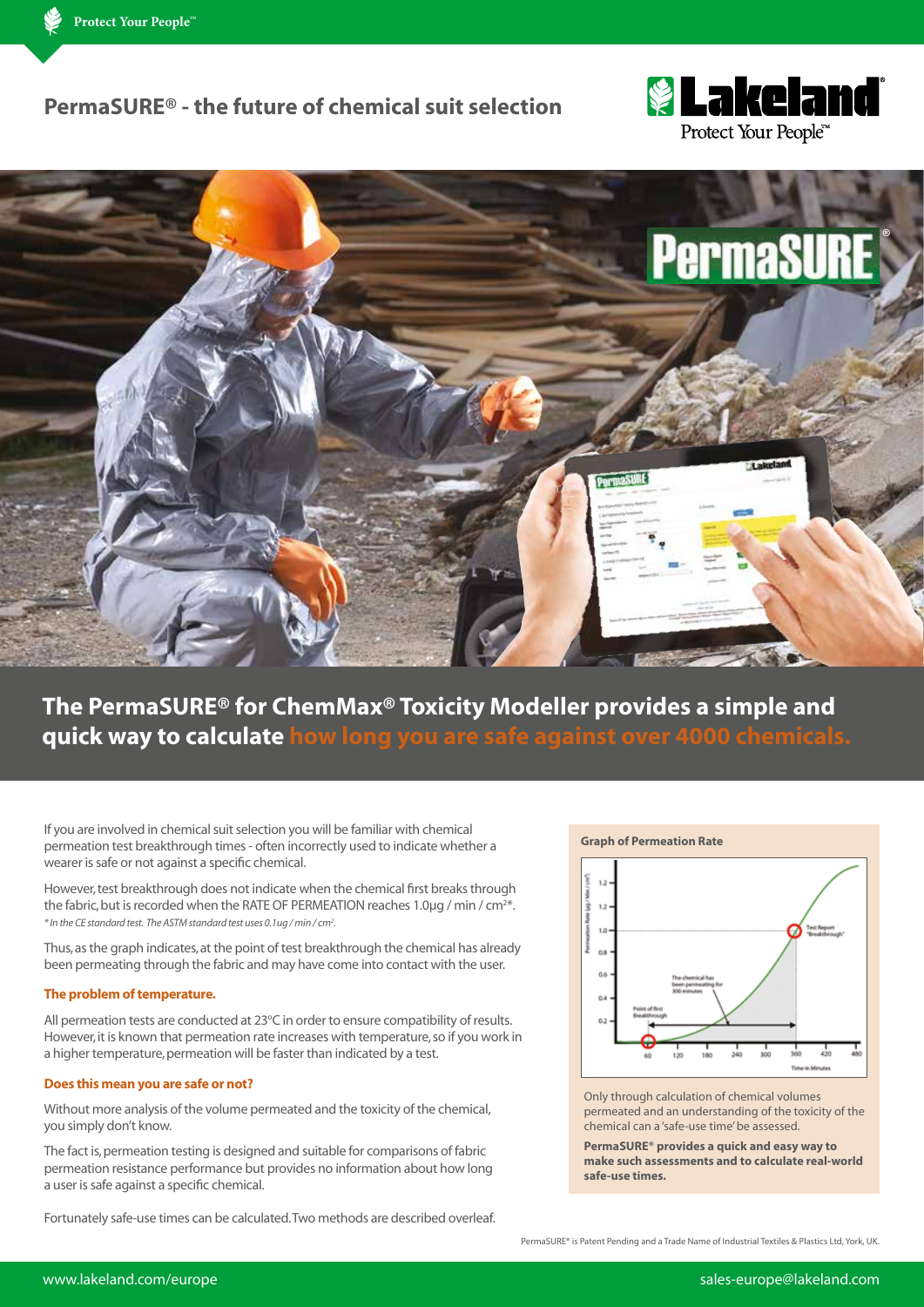# PermaSURE® - the future of chemical suit selection

## The PermaSURE® for ChemMax® Toxicity Modeller provides a simple and quick way to calculate how long you are safe against over 4000 chemicals.

If you are involved in chemical suit selection you will be familiar with chemical permeation test breakthrough times - often incorrectly used to indicate whether a wearer is safe or not against a specific chemical.

However, test breakthrough does not indicate when the chemical first breaks through the fabric, but is recorded when the RATE OF PERMEATION reaches 1.0µg / min / cm²*.
*\* In the CE standard test. The ASTM standard test uses 0.1ug / min / cm².*

Thus, as the graph indicates, at the point of test breakthrough the chemical has already been permeating through the fabric and may have come into contact with the user.

### The problem of temperature.

All permeation tests are conducted at 23°C in order to ensure compatibility of results. However, it is known that permeation rate increases with temperature, so if you work in a higher temperature, permeation will be faster than indicated by a test.

### Does this mean you are safe or not?

Without more analysis of the volume permeated and the toxicity of the chemical, you simply don't know.

The fact is, permeation testing is designed and suitable for comparisons of fabric permeation resistance performance but provides no information about how long a user is safe against a specific chemical.

Fortunately safe-use times can be calculated. Two methods are described overleaf.

**Graph of Permeation Rate**

Only through calculation of chemical volumes permeated and an understanding of the toxicity of the chemical can a 'safe-use time' be assessed.

**PermaSURE® provides a quick and easy way to make such assessments and to calculate real-world safe-use times.**

PermaSURE® is Patent Pending and a Trade Name of Industrial Textiles & Plastics Ltd, York, UK.

www.lakeland.com/europe sales-europe@lakeland.com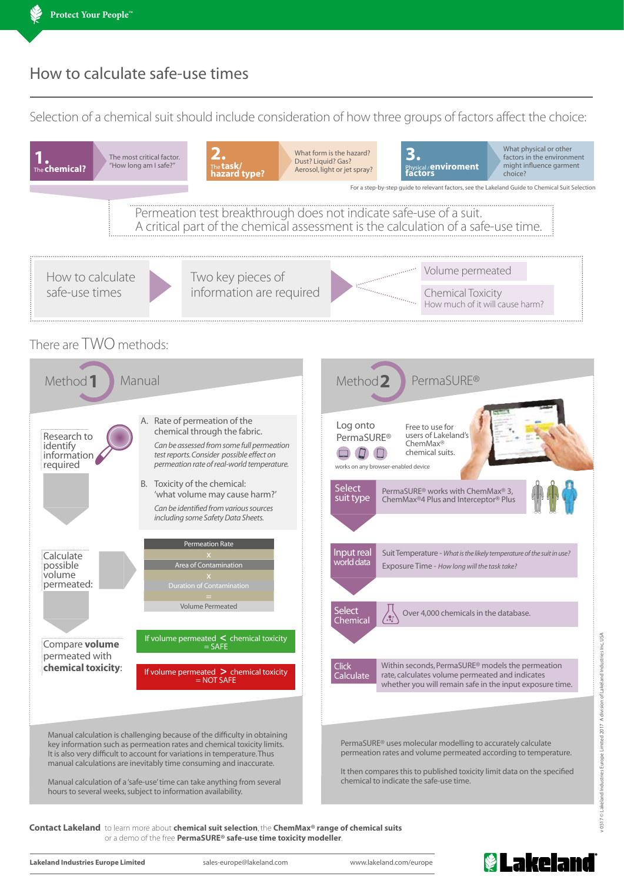# How to calculate safe-use times

Selection of a chemical suit should include consideration of how three groups of factors affect the choice:

**1. The chemical?** The most critical factor. "How long am I safe?"

**2. The task/hazard type?** What form is the hazard? Dust? Liquid? Gas? Aerosol, light or jet spray?

**3. Physical / enviroment factors** What physical or other factors in the environment might influence garment choice?

For a step-by-step guide to relevant factors, see the Lakeland Guide to Chemical Suit Selection

Permeation test breakthrough does not indicate safe-use of a suit.
A critical part of the chemical assessment is the calculation of a safe-use time.

How to calculate safe-use times → Two key pieces of information are required:
- Volume permeated
- Chemical Toxicity – How much of it will cause harm?

## There are TWO methods:

### Method 1 – Manual

**Research to identify information required**

A. Rate of permeation of the chemical through the fabric.
*Can be assessed from some full permeation test reports. Consider possible effect on permeation rate of real-world temperature.*

B. Toxicity of the chemical: 'what volume may cause harm?'
*Can be identified from various sources including some Safety Data Sheets.*

**Calculate possible volume permeated:**

Permeation Rate
x
Area of Contamination
x
Duration of Contamination
=
Volume Permeated

**Compare volume permeated with chemical toxicity:**

- If volume permeated < chemical toxicity = SAFE
- If volume permeated > chemical toxicity = NOT SAFE

Manual calculation is challenging because of the difficulty in obtaining key information such as permeation rates and chemical toxicity limits. It is also very difficult to account for variations in temperature. Thus manual calculations are inevitably time consuming and inaccurate.

Manual calculation of a 'safe-use' time can take anything from several hours to several weeks, subject to information availability.

### Method 2 – PermaSURE®

**Log onto PermaSURE®** – Free to use for users of Lakeland's ChemMax® chemical suits.
works on any browser-enabled device

**Select suit type** – PermaSURE® works with ChemMax® 3, ChemMax®4 Plus and Interceptor® Plus

**Input real world data** – Suit Temperature - *What is the likely temperature of the suit in use?* Exposure Time - *How long will the task take?*

**Select Chemical** – Over 4,000 chemicals in the database.

**Click Calculate** – Within seconds, PermaSURE® models the permeation rate, calculates volume permeated and indicates whether you will remain safe in the input exposure time.

PermaSURE® uses molecular modelling to accurately calculate permeation rates and volume permeated according to temperature.

It then compares this to published toxicity limit data on the specified chemical to indicate the safe-use time.

**Contact Lakeland** to learn more about **chemical suit selection**, the **ChemMax® range of chemical suits** or a demo of the free **PermaSURE® safe-use time toxicity modeller**.

**Lakeland Industries Europe Limited** | sales-europe@lakeland.com | www.lakeland.com/europe